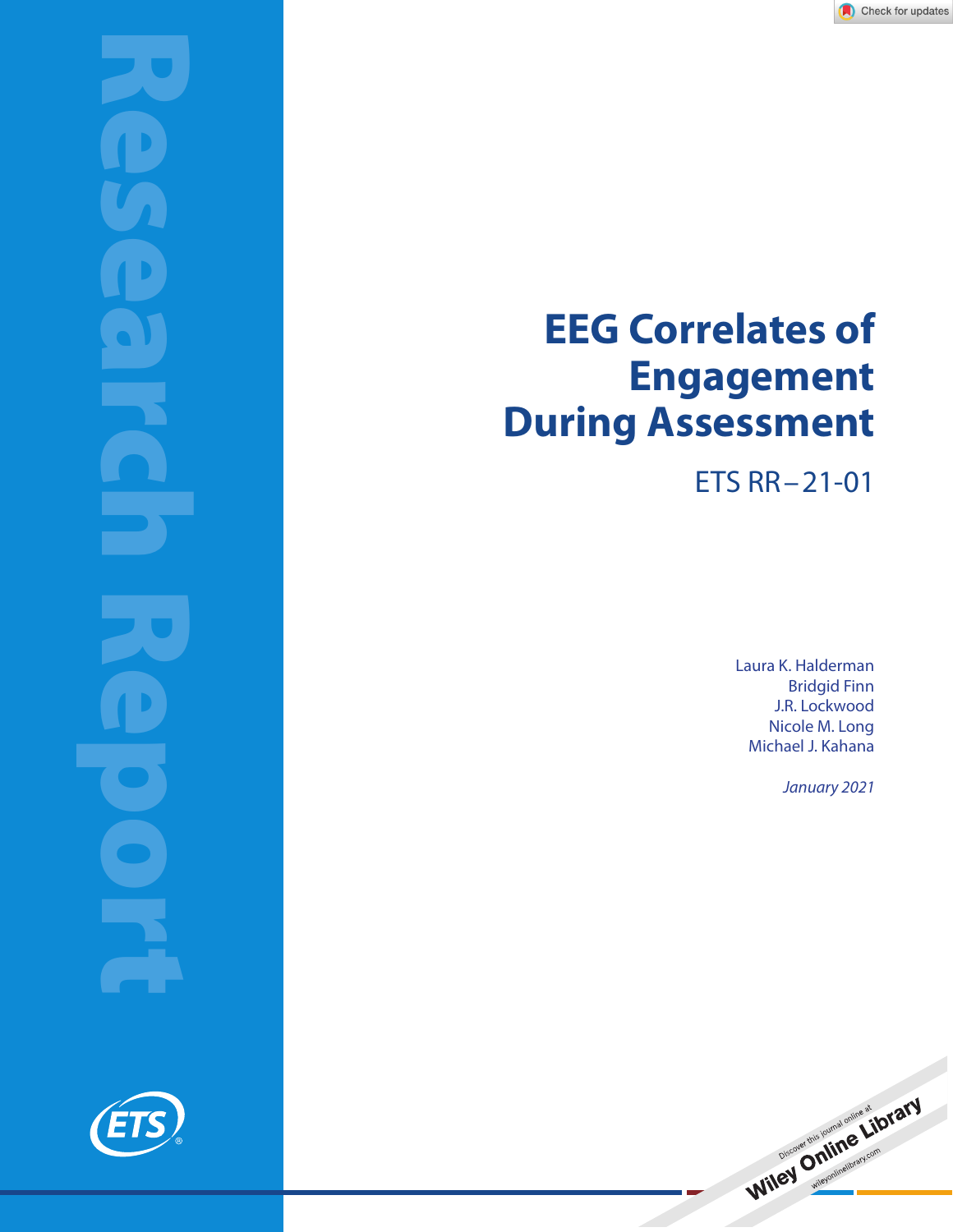# EEG Correlates of Engagement During Assessment

ETS RR–21-01

Laura K. Halderman
Bridgid Finn
J.R. Lockwood
Nicole M. Long
Michael J. Kahana

*January 2021*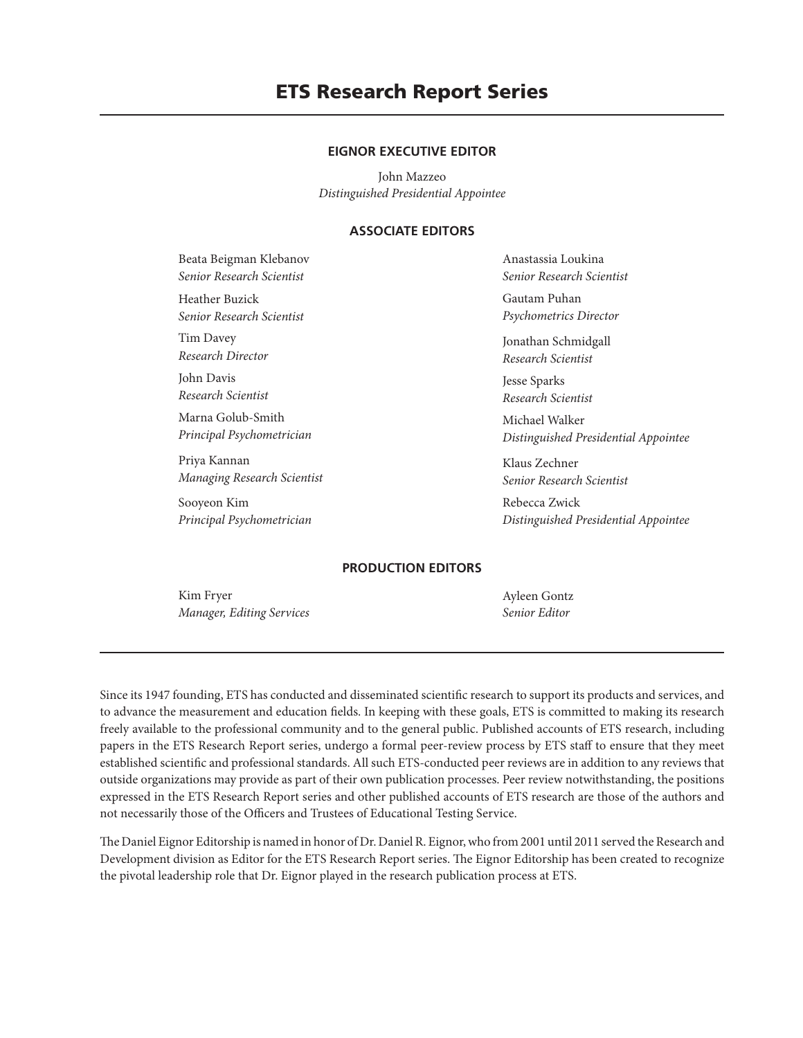# ETS Research Report Series

### EIGNOR EXECUTIVE EDITOR

John Mazzeo
*Distinguished Presidential Appointee*

### ASSOCIATE EDITORS

Beata Beigman Klebanov
*Senior Research Scientist*

Heather Buzick
*Senior Research Scientist*

Tim Davey
*Research Director*

John Davis
*Research Scientist*

Marna Golub-Smith
*Principal Psychometrician*

Priya Kannan
*Managing Research Scientist*

Sooyeon Kim
*Principal Psychometrician*

Anastassia Loukina
*Senior Research Scientist*

Gautam Puhan
*Psychometrics Director*

Jonathan Schmidgall
*Research Scientist*

Jesse Sparks
*Research Scientist*

Michael Walker
*Distinguished Presidential Appointee*

Klaus Zechner
*Senior Research Scientist*

Rebecca Zwick
*Distinguished Presidential Appointee*

### PRODUCTION EDITORS

Kim Fryer
*Manager, Editing Services*

Ayleen Gontz
*Senior Editor*

---

Since its 1947 founding, ETS has conducted and disseminated scientific research to support its products and services, and to advance the measurement and education fields. In keeping with these goals, ETS is committed to making its research freely available to the professional community and to the general public. Published accounts of ETS research, including papers in the ETS Research Report series, undergo a formal peer-review process by ETS staff to ensure that they meet established scientific and professional standards. All such ETS-conducted peer reviews are in addition to any reviews that outside organizations may provide as part of their own publication processes. Peer review notwithstanding, the positions expressed in the ETS Research Report series and other published accounts of ETS research are those of the authors and not necessarily those of the Officers and Trustees of Educational Testing Service.

The Daniel Eignor Editorship is named in honor of Dr. Daniel R. Eignor, who from 2001 until 2011 served the Research and Development division as Editor for the ETS Research Report series. The Eignor Editorship has been created to recognize the pivotal leadership role that Dr. Eignor played in the research publication process at ETS.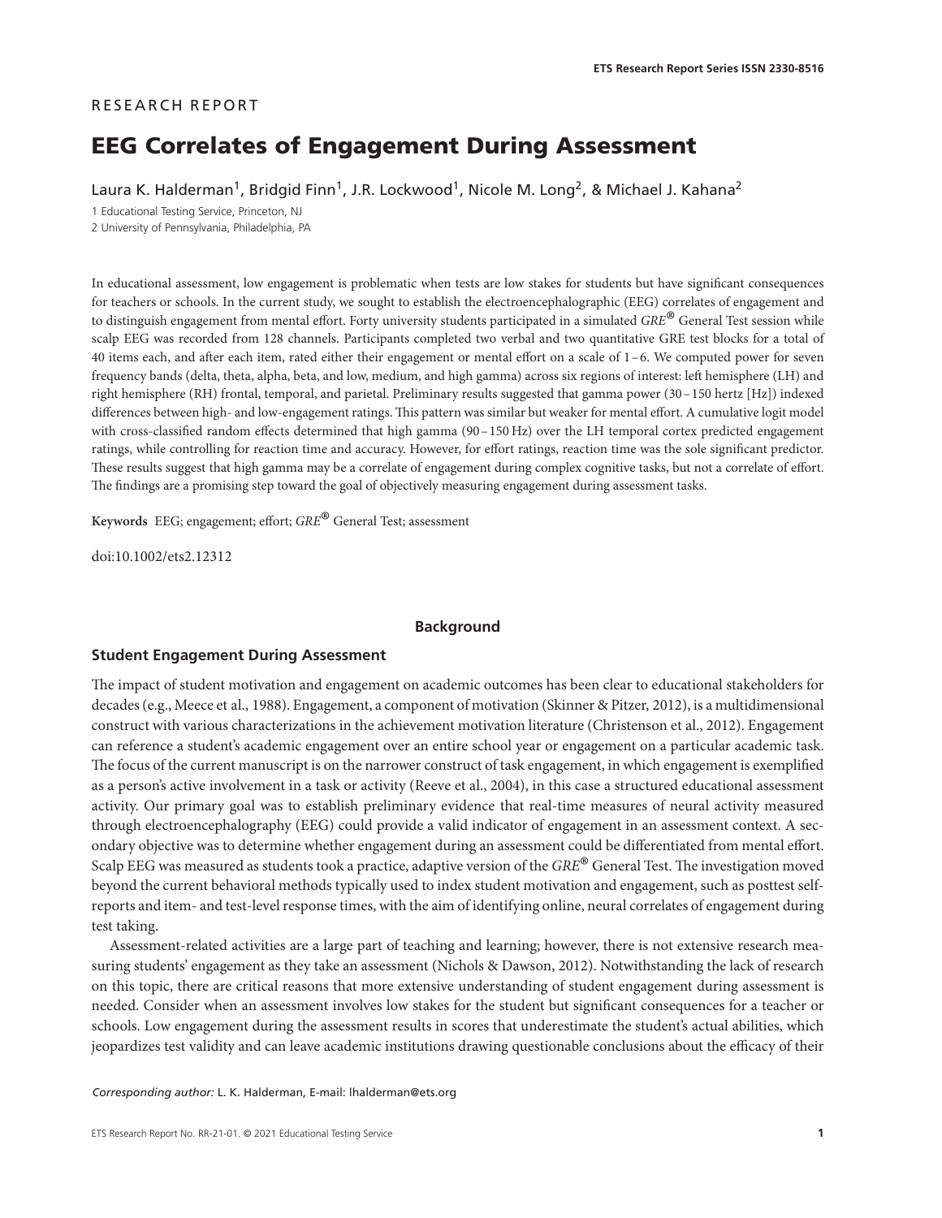RESEARCH REPORT

# EEG Correlates of Engagement During Assessment

Laura K. Halderman[1], Bridgid Finn[1], J.R. Lockwood[1], Nicole M. Long[2], & Michael J. Kahana[2]

1 Educational Testing Service, Princeton, NJ
2 University of Pennsylvania, Philadelphia, PA

In educational assessment, low engagement is problematic when tests are low stakes for students but have significant consequences for teachers or schools. In the current study, we sought to establish the electroencephalographic (EEG) correlates of engagement and to distinguish engagement from mental effort. Forty university students participated in a simulated *GRE*® General Test session while scalp EEG was recorded from 128 channels. Participants completed two verbal and two quantitative GRE test blocks for a total of 40 items each, and after each item, rated either their engagement or mental effort on a scale of 1–6. We computed power for seven frequency bands (delta, theta, alpha, beta, and low, medium, and high gamma) across six regions of interest: left hemisphere (LH) and right hemisphere (RH) frontal, temporal, and parietal. Preliminary results suggested that gamma power (30–150 hertz [Hz]) indexed differences between high- and low-engagement ratings. This pattern was similar but weaker for mental effort. A cumulative logit model with cross-classified random effects determined that high gamma (90–150 Hz) over the LH temporal cortex predicted engagement ratings, while controlling for reaction time and accuracy. However, for effort ratings, reaction time was the sole significant predictor. These results suggest that high gamma may be a correlate of engagement during complex cognitive tasks, but not a correlate of effort. The findings are a promising step toward the goal of objectively measuring engagement during assessment tasks.

**Keywords** EEG; engagement; effort; *GRE*® General Test; assessment

doi:10.1002/ets2.12312

## Background

### Student Engagement During Assessment

The impact of student motivation and engagement on academic outcomes has been clear to educational stakeholders for decades (e.g., Meece et al., 1988). Engagement, a component of motivation (Skinner & Pitzer, 2012), is a multidimensional construct with various characterizations in the achievement motivation literature (Christenson et al., 2012). Engagement can reference a student's academic engagement over an entire school year or engagement on a particular academic task. The focus of the current manuscript is on the narrower construct of task engagement, in which engagement is exemplified as a person's active involvement in a task or activity (Reeve et al., 2004), in this case a structured educational assessment activity. Our primary goal was to establish preliminary evidence that real-time measures of neural activity measured through electroencephalography (EEG) could provide a valid indicator of engagement in an assessment context. A secondary objective was to determine whether engagement during an assessment could be differentiated from mental effort. Scalp EEG was measured as students took a practice, adaptive version of the *GRE*® General Test. The investigation moved beyond the current behavioral methods typically used to index student motivation and engagement, such as posttest self-reports and item- and test-level response times, with the aim of identifying online, neural correlates of engagement during test taking.

Assessment-related activities are a large part of teaching and learning; however, there is not extensive research measuring students' engagement as they take an assessment (Nichols & Dawson, 2012). Notwithstanding the lack of research on this topic, there are critical reasons that more extensive understanding of student engagement during assessment is needed. Consider when an assessment involves low stakes for the student but significant consequences for a teacher or schools. Low engagement during the assessment results in scores that underestimate the student's actual abilities, which jeopardizes test validity and can leave academic institutions drawing questionable conclusions about the efficacy of their

*Corresponding author:* L. K. Halderman, E-mail: lhalderman@ets.org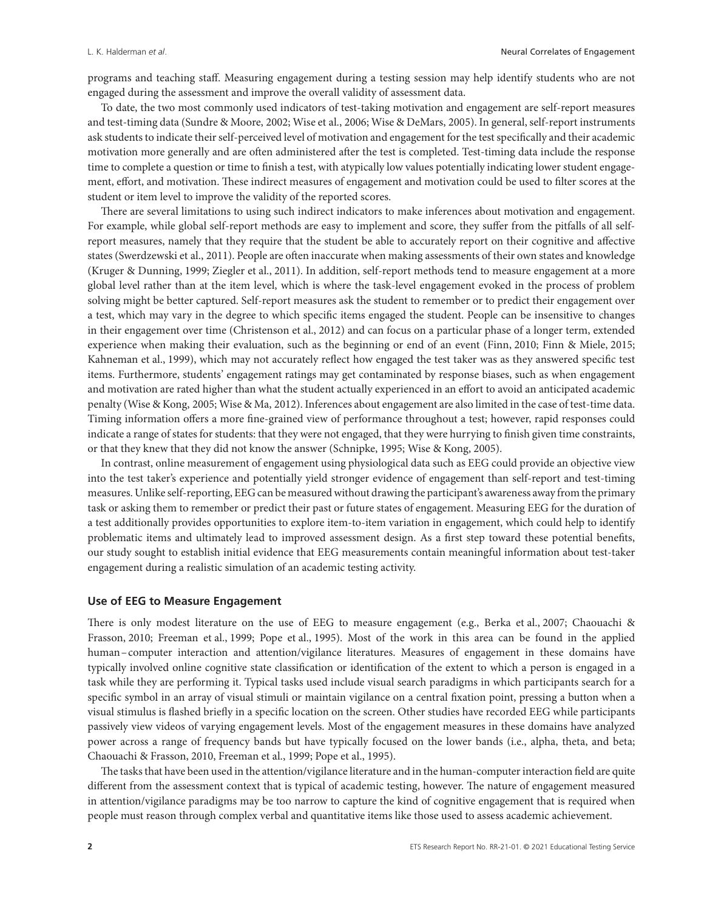programs and teaching staff. Measuring engagement during a testing session may help identify students who are not engaged during the assessment and improve the overall validity of assessment data.

To date, the two most commonly used indicators of test-taking motivation and engagement are self-report measures and test-timing data (Sundre & Moore, 2002; Wise et al., 2006; Wise & DeMars, 2005). In general, self-report instruments ask students to indicate their self-perceived level of motivation and engagement for the test specifically and their academic motivation more generally and are often administered after the test is completed. Test-timing data include the response time to complete a question or time to finish a test, with atypically low values potentially indicating lower student engagement, effort, and motivation. These indirect measures of engagement and motivation could be used to filter scores at the student or item level to improve the validity of the reported scores.

There are several limitations to using such indirect indicators to make inferences about motivation and engagement. For example, while global self-report methods are easy to implement and score, they suffer from the pitfalls of all self-report measures, namely that they require that the student be able to accurately report on their cognitive and affective states (Swerdzewski et al., 2011). People are often inaccurate when making assessments of their own states and knowledge (Kruger & Dunning, 1999; Ziegler et al., 2011). In addition, self-report methods tend to measure engagement at a more global level rather than at the item level, which is where the task-level engagement evoked in the process of problem solving might be better captured. Self-report measures ask the student to remember or to predict their engagement over a test, which may vary in the degree to which specific items engaged the student. People can be insensitive to changes in their engagement over time (Christenson et al., 2012) and can focus on a particular phase of a longer term, extended experience when making their evaluation, such as the beginning or end of an event (Finn, 2010; Finn & Miele, 2015; Kahneman et al., 1999), which may not accurately reflect how engaged the test taker was as they answered specific test items. Furthermore, students' engagement ratings may get contaminated by response biases, such as when engagement and motivation are rated higher than what the student actually experienced in an effort to avoid an anticipated academic penalty (Wise & Kong, 2005; Wise & Ma, 2012). Inferences about engagement are also limited in the case of test-time data. Timing information offers a more fine-grained view of performance throughout a test; however, rapid responses could indicate a range of states for students: that they were not engaged, that they were hurrying to finish given time constraints, or that they knew that they did not know the answer (Schnipke, 1995; Wise & Kong, 2005).

In contrast, online measurement of engagement using physiological data such as EEG could provide an objective view into the test taker's experience and potentially yield stronger evidence of engagement than self-report and test-timing measures. Unlike self-reporting, EEG can be measured without drawing the participant's awareness away from the primary task or asking them to remember or predict their past or future states of engagement. Measuring EEG for the duration of a test additionally provides opportunities to explore item-to-item variation in engagement, which could help to identify problematic items and ultimately lead to improved assessment design. As a first step toward these potential benefits, our study sought to establish initial evidence that EEG measurements contain meaningful information about test-taker engagement during a realistic simulation of an academic testing activity.

### Use of EEG to Measure Engagement

There is only modest literature on the use of EEG to measure engagement (e.g., Berka et al., 2007; Chaouachi & Frasson, 2010; Freeman et al., 1999; Pope et al., 1995). Most of the work in this area can be found in the applied human–computer interaction and attention/vigilance literatures. Measures of engagement in these domains have typically involved online cognitive state classification or identification of the extent to which a person is engaged in a task while they are performing it. Typical tasks used include visual search paradigms in which participants search for a specific symbol in an array of visual stimuli or maintain vigilance on a central fixation point, pressing a button when a visual stimulus is flashed briefly in a specific location on the screen. Other studies have recorded EEG while participants passively view videos of varying engagement levels. Most of the engagement measures in these domains have analyzed power across a range of frequency bands but have typically focused on the lower bands (i.e., alpha, theta, and beta; Chaouachi & Frasson, 2010, Freeman et al., 1999; Pope et al., 1995).

The tasks that have been used in the attention/vigilance literature and in the human-computer interaction field are quite different from the assessment context that is typical of academic testing, however. The nature of engagement measured in attention/vigilance paradigms may be too narrow to capture the kind of cognitive engagement that is required when people must reason through complex verbal and quantitative items like those used to assess academic achievement.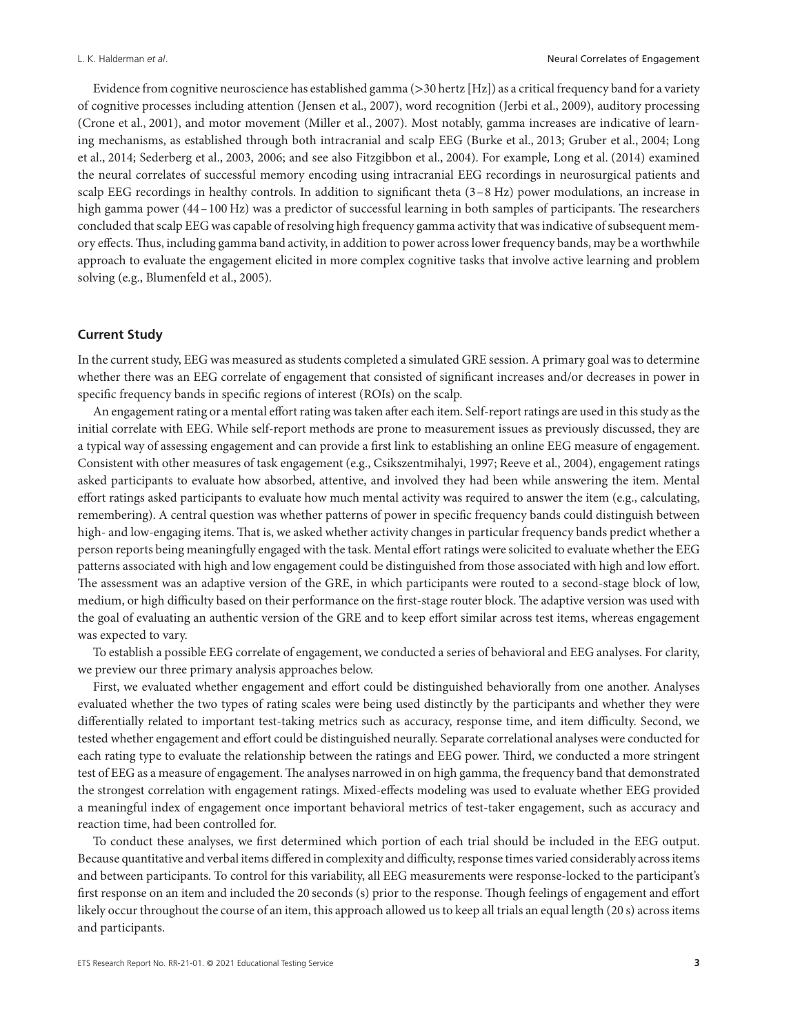Evidence from cognitive neuroscience has established gamma (>30 hertz [Hz]) as a critical frequency band for a variety of cognitive processes including attention (Jensen et al., 2007), word recognition (Jerbi et al., 2009), auditory processing (Crone et al., 2001), and motor movement (Miller et al., 2007). Most notably, gamma increases are indicative of learning mechanisms, as established through both intracranial and scalp EEG (Burke et al., 2013; Gruber et al., 2004; Long et al., 2014; Sederberg et al., 2003, 2006; and see also Fitzgibbon et al., 2004). For example, Long et al. (2014) examined the neural correlates of successful memory encoding using intracranial EEG recordings in neurosurgical patients and scalp EEG recordings in healthy controls. In addition to significant theta (3–8 Hz) power modulations, an increase in high gamma power (44–100 Hz) was a predictor of successful learning in both samples of participants. The researchers concluded that scalp EEG was capable of resolving high frequency gamma activity that was indicative of subsequent memory effects. Thus, including gamma band activity, in addition to power across lower frequency bands, may be a worthwhile approach to evaluate the engagement elicited in more complex cognitive tasks that involve active learning and problem solving (e.g., Blumenfeld et al., 2005).

### Current Study

In the current study, EEG was measured as students completed a simulated GRE session. A primary goal was to determine whether there was an EEG correlate of engagement that consisted of significant increases and/or decreases in power in specific frequency bands in specific regions of interest (ROIs) on the scalp.

An engagement rating or a mental effort rating was taken after each item. Self-report ratings are used in this study as the initial correlate with EEG. While self-report methods are prone to measurement issues as previously discussed, they are a typical way of assessing engagement and can provide a first link to establishing an online EEG measure of engagement. Consistent with other measures of task engagement (e.g., Csikszentmihalyi, 1997; Reeve et al., 2004), engagement ratings asked participants to evaluate how absorbed, attentive, and involved they had been while answering the item. Mental effort ratings asked participants to evaluate how much mental activity was required to answer the item (e.g., calculating, remembering). A central question was whether patterns of power in specific frequency bands could distinguish between high- and low-engaging items. That is, we asked whether activity changes in particular frequency bands predict whether a person reports being meaningfully engaged with the task. Mental effort ratings were solicited to evaluate whether the EEG patterns associated with high and low engagement could be distinguished from those associated with high and low effort. The assessment was an adaptive version of the GRE, in which participants were routed to a second-stage block of low, medium, or high difficulty based on their performance on the first-stage router block. The adaptive version was used with the goal of evaluating an authentic version of the GRE and to keep effort similar across test items, whereas engagement was expected to vary.

To establish a possible EEG correlate of engagement, we conducted a series of behavioral and EEG analyses. For clarity, we preview our three primary analysis approaches below.

First, we evaluated whether engagement and effort could be distinguished behaviorally from one another. Analyses evaluated whether the two types of rating scales were being used distinctly by the participants and whether they were differentially related to important test-taking metrics such as accuracy, response time, and item difficulty. Second, we tested whether engagement and effort could be distinguished neurally. Separate correlational analyses were conducted for each rating type to evaluate the relationship between the ratings and EEG power. Third, we conducted a more stringent test of EEG as a measure of engagement. The analyses narrowed in on high gamma, the frequency band that demonstrated the strongest correlation with engagement ratings. Mixed-effects modeling was used to evaluate whether EEG provided a meaningful index of engagement once important behavioral metrics of test-taker engagement, such as accuracy and reaction time, had been controlled for.

To conduct these analyses, we first determined which portion of each trial should be included in the EEG output. Because quantitative and verbal items differed in complexity and difficulty, response times varied considerably across items and between participants. To control for this variability, all EEG measurements were response-locked to the participant's first response on an item and included the 20 seconds (s) prior to the response. Though feelings of engagement and effort likely occur throughout the course of an item, this approach allowed us to keep all trials an equal length (20 s) across items and participants.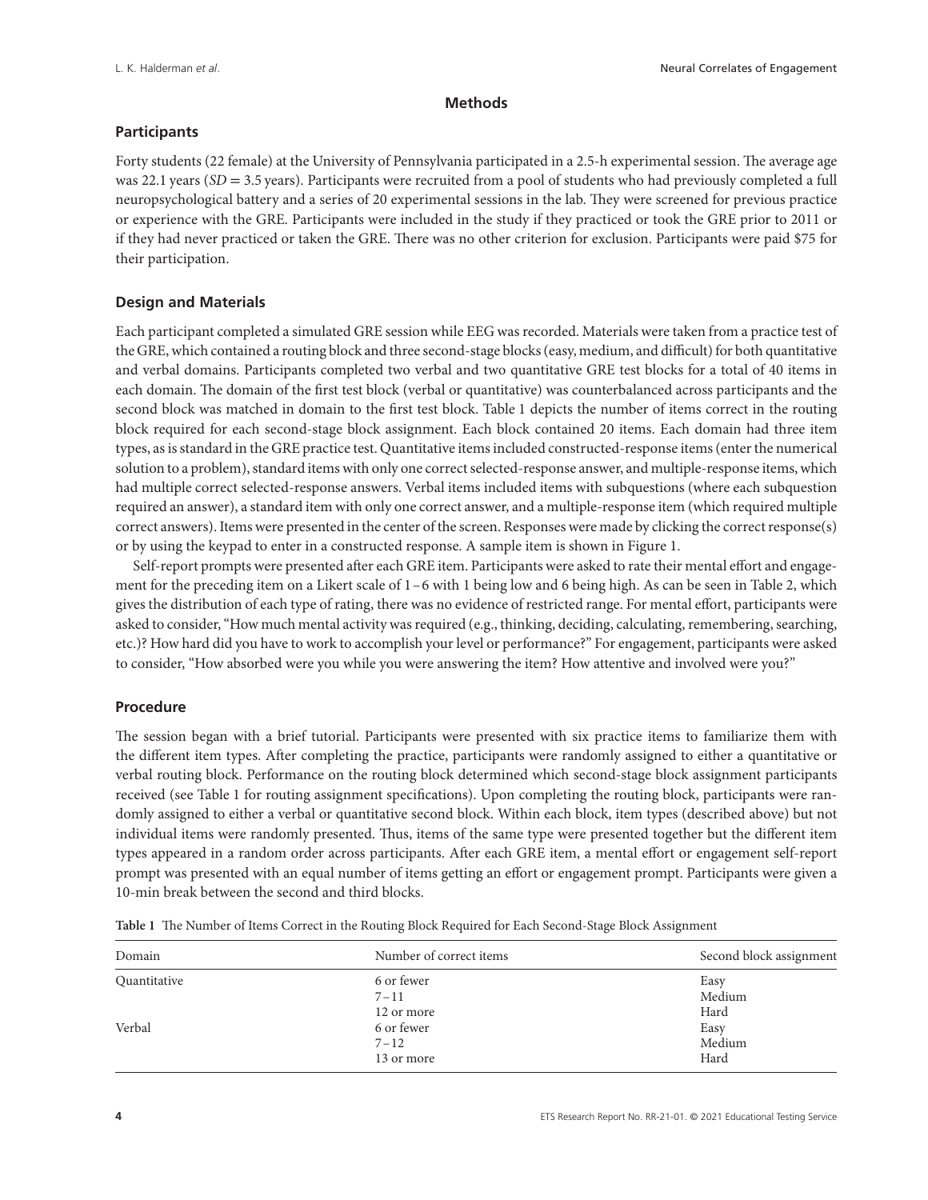## Methods

### Participants

Forty students (22 female) at the University of Pennsylvania participated in a 2.5-h experimental session. The average age was 22.1 years (*SD* = 3.5 years). Participants were recruited from a pool of students who had previously completed a full neuropsychological battery and a series of 20 experimental sessions in the lab. They were screened for previous practice or experience with the GRE. Participants were included in the study if they practiced or took the GRE prior to 2011 or if they had never practiced or taken the GRE. There was no other criterion for exclusion. Participants were paid $75 for their participation.

### Design and Materials

Each participant completed a simulated GRE session while EEG was recorded. Materials were taken from a practice test of the GRE, which contained a routing block and three second-stage blocks (easy, medium, and difficult) for both quantitative and verbal domains. Participants completed two verbal and two quantitative GRE test blocks for a total of 40 items in each domain. The domain of the first test block (verbal or quantitative) was counterbalanced across participants and the second block was matched in domain to the first test block. Table 1 depicts the number of items correct in the routing block required for each second-stage block assignment. Each block contained 20 items. Each domain had three item types, as is standard in the GRE practice test. Quantitative items included constructed-response items (enter the numerical solution to a problem), standard items with only one correct selected-response answer, and multiple-response items, which had multiple correct selected-response answers. Verbal items included items with subquestions (where each subquestion required an answer), a standard item with only one correct answer, and a multiple-response item (which required multiple correct answers). Items were presented in the center of the screen. Responses were made by clicking the correct response(s) or by using the keypad to enter in a constructed response. A sample item is shown in Figure 1.

Self-report prompts were presented after each GRE item. Participants were asked to rate their mental effort and engagement for the preceding item on a Likert scale of 1–6 with 1 being low and 6 being high. As can be seen in Table 2, which gives the distribution of each type of rating, there was no evidence of restricted range. For mental effort, participants were asked to consider, "How much mental activity was required (e.g., thinking, deciding, calculating, remembering, searching, etc.)? How hard did you have to work to accomplish your level or performance?" For engagement, participants were asked to consider, "How absorbed were you while you were answering the item? How attentive and involved were you?"

### Procedure

The session began with a brief tutorial. Participants were presented with six practice items to familiarize them with the different item types. After completing the practice, participants were randomly assigned to either a quantitative or verbal routing block. Performance on the routing block determined which second-stage block assignment participants received (see Table 1 for routing assignment specifications). Upon completing the routing block, participants were randomly assigned to either a verbal or quantitative second block. Within each block, item types (described above) but not individual items were randomly presented. Thus, items of the same type were presented together but the different item types appeared in a random order across participants. After each GRE item, a mental effort or engagement self-report prompt was presented with an equal number of items getting an effort or engagement prompt. Participants were given a 10-min break between the second and third blocks.

**Table 1** The Number of Items Correct in the Routing Block Required for Each Second-Stage Block Assignment

| Domain | Number of correct items | Second block assignment |
|---|---|---|
| Quantitative | 6 or fewer | Easy |
| | 7–11 | Medium |
| | 12 or more | Hard |
| Verbal | 6 or fewer | Easy |
| | 7–12 | Medium |
| | 13 or more | Hard |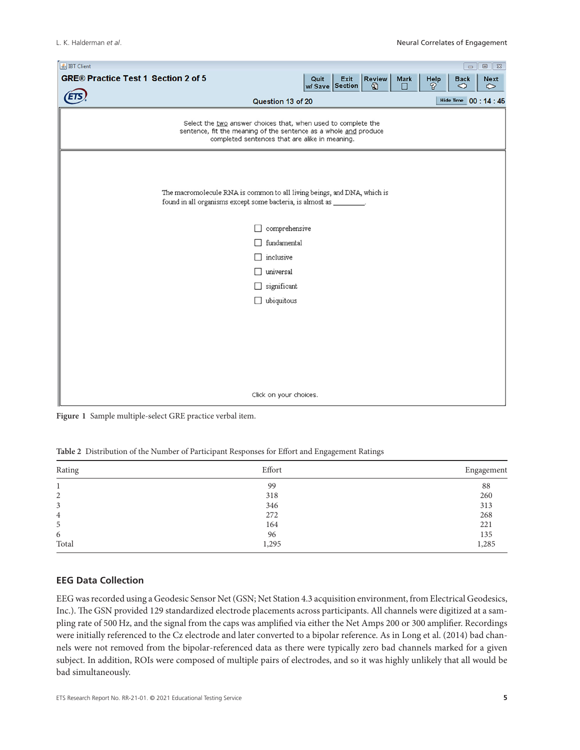Figure 1 Sample multiple-select GRE practice verbal item.

Table 2 Distribution of the Number of Participant Responses for Effort and Engagement Ratings

| Rating | Effort | Engagement |
|---|---|---|
| 1 | 99 | 88 |
| 2 | 318 | 260 |
| 3 | 346 | 313 |
| 4 | 272 | 268 |
| 5 | 164 | 221 |
| 6 | 96 | 135 |
| Total | 1,295 | 1,285 |

## EEG Data Collection

EEG was recorded using a Geodesic Sensor Net (GSN; Net Station 4.3 acquisition environment, from Electrical Geodesics, Inc.). The GSN provided 129 standardized electrode placements across participants. All channels were digitized at a sampling rate of 500 Hz, and the signal from the caps was amplified via either the Net Amps 200 or 300 amplifier. Recordings were initially referenced to the Cz electrode and later converted to a bipolar reference. As in Long et al. (2014) bad channels were not removed from the bipolar-referenced data as there were typically zero bad channels marked for a given subject. In addition, ROIs were composed of multiple pairs of electrodes, and so it was highly unlikely that all would be bad simultaneously.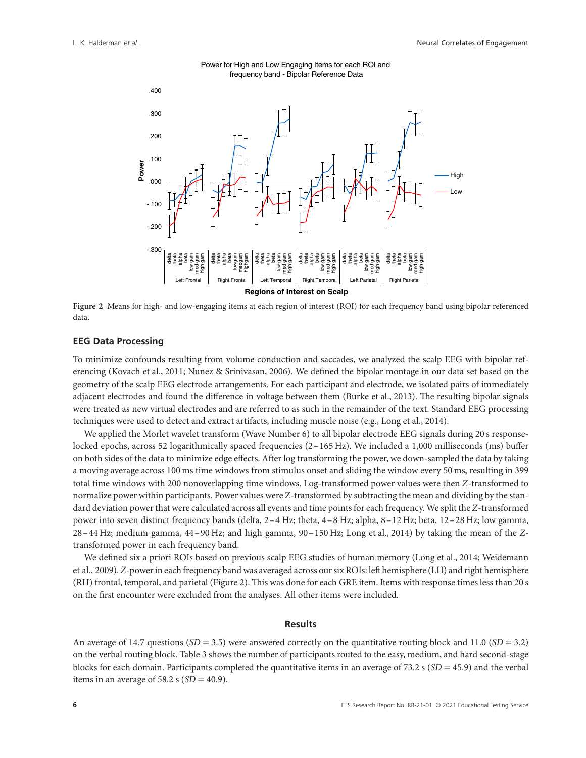Figure 2 Means for high- and low-engaging items at each region of interest (ROI) for each frequency band using bipolar referenced data.

## EEG Data Processing

To minimize confounds resulting from volume conduction and saccades, we analyzed the scalp EEG with bipolar referencing (Kovach et al., 2011; Nunez & Srinivasan, 2006). We defined the bipolar montage in our data set based on the geometry of the scalp EEG electrode arrangements. For each participant and electrode, we isolated pairs of immediately adjacent electrodes and found the difference in voltage between them (Burke et al., 2013). The resulting bipolar signals were treated as new virtual electrodes and are referred to as such in the remainder of the text. Standard EEG processing techniques were used to detect and extract artifacts, including muscle noise (e.g., Long et al., 2014).

We applied the Morlet wavelet transform (Wave Number 6) to all bipolar electrode EEG signals during 20 s response-locked epochs, across 52 logarithmically spaced frequencies (2–165 Hz). We included a 1,000 milliseconds (ms) buffer on both sides of the data to minimize edge effects. After log transforming the power, we down-sampled the data by taking a moving average across 100 ms time windows from stimulus onset and sliding the window every 50 ms, resulting in 399 total time windows with 200 nonoverlapping time windows. Log-transformed power values were then $Z$-transformed to normalize power within participants. Power values were Z-transformed by subtracting the mean and dividing by the standard deviation power that were calculated across all events and time points for each frequency. We split the $Z$-transformed power into seven distinct frequency bands (delta, 2–4 Hz; theta, 4–8 Hz; alpha, 8–12 Hz; beta, 12–28 Hz; low gamma, 28–44 Hz; medium gamma, 44–90 Hz; and high gamma, 90–150 Hz; Long et al., 2014) by taking the mean of the $Z$-transformed power in each frequency band.

We defined six a priori ROIs based on previous scalp EEG studies of human memory (Long et al., 2014; Weidemann et al., 2009). $Z$-power in each frequency band was averaged across our six ROIs: left hemisphere (LH) and right hemisphere (RH) frontal, temporal, and parietal (Figure 2). This was done for each GRE item. Items with response times less than 20 s on the first encounter were excluded from the analyses. All other items were included.

## Results

An average of 14.7 questions ($SD = 3.5$) were answered correctly on the quantitative routing block and 11.0 ($SD = 3.2$) on the verbal routing block. Table 3 shows the number of participants routed to the easy, medium, and hard second-stage blocks for each domain. Participants completed the quantitative items in an average of 73.2 s ($SD = 45.9$) and the verbal items in an average of 58.2 s ($SD = 40.9$).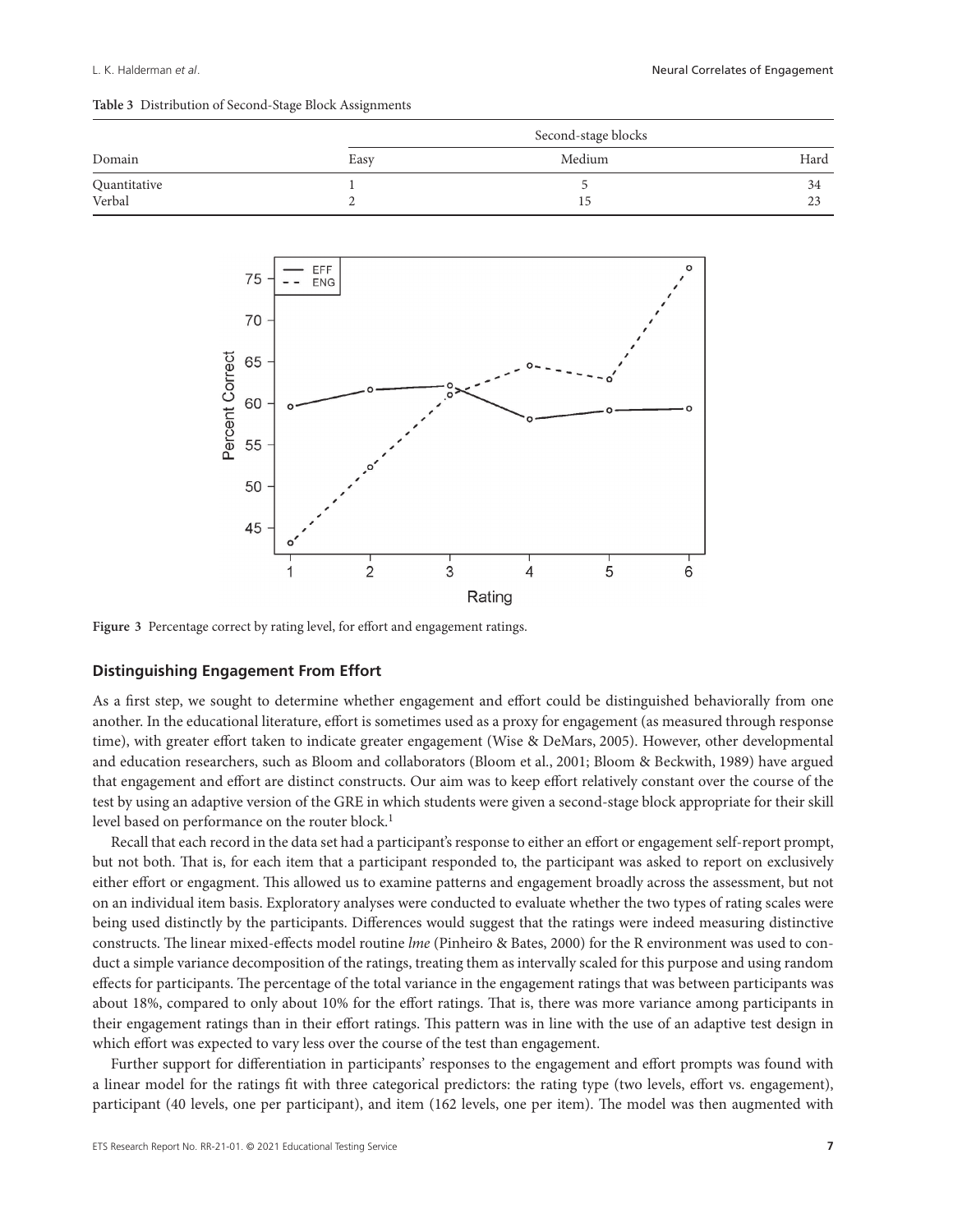**Table 3** Distribution of Second-Stage Block Assignments

| Domain | Second-stage blocks | | |
|---|---|---|---|
| | Easy | Medium | Hard |
| Quantitative | 1 | 5 | 34 |
| Verbal | 2 | 15 | 23 |

**Figure 3** Percentage correct by rating level, for effort and engagement ratings.

## Distinguishing Engagement From Effort

As a first step, we sought to determine whether engagement and effort could be distinguished behaviorally from one another. In the educational literature, effort is sometimes used as a proxy for engagement (as measured through response time), with greater effort taken to indicate greater engagement (Wise & DeMars, 2005). However, other developmental and education researchers, such as Bloom and collaborators (Bloom et al., 2001; Bloom & Beckwith, 1989) have argued that engagement and effort are distinct constructs. Our aim was to keep effort relatively constant over the course of the test by using an adaptive version of the GRE in which students were given a second-stage block appropriate for their skill level based on performance on the router block.[1]

Recall that each record in the data set had a participant's response to either an effort or engagement self-report prompt, but not both. That is, for each item that a participant responded to, the participant was asked to report on exclusively either effort or engagment. This allowed us to examine patterns and engagement broadly across the assessment, but not on an individual item basis. Exploratory analyses were conducted to evaluate whether the two types of rating scales were being used distinctly by the participants. Differences would suggest that the ratings were indeed measuring distinctive constructs. The linear mixed-effects model routine *lme* (Pinheiro & Bates, 2000) for the R environment was used to conduct a simple variance decomposition of the ratings, treating them as intervally scaled for this purpose and using random effects for participants. The percentage of the total variance in the engagement ratings that was between participants was about 18%, compared to only about 10% for the effort ratings. That is, there was more variance among participants in their engagement ratings than in their effort ratings. This pattern was in line with the use of an adaptive test design in which effort was expected to vary less over the course of the test than engagement.

Further support for differentiation in participants' responses to the engagement and effort prompts was found with a linear model for the ratings fit with three categorical predictors: the rating type (two levels, effort vs. engagement), participant (40 levels, one per participant), and item (162 levels, one per item). The model was then augmented with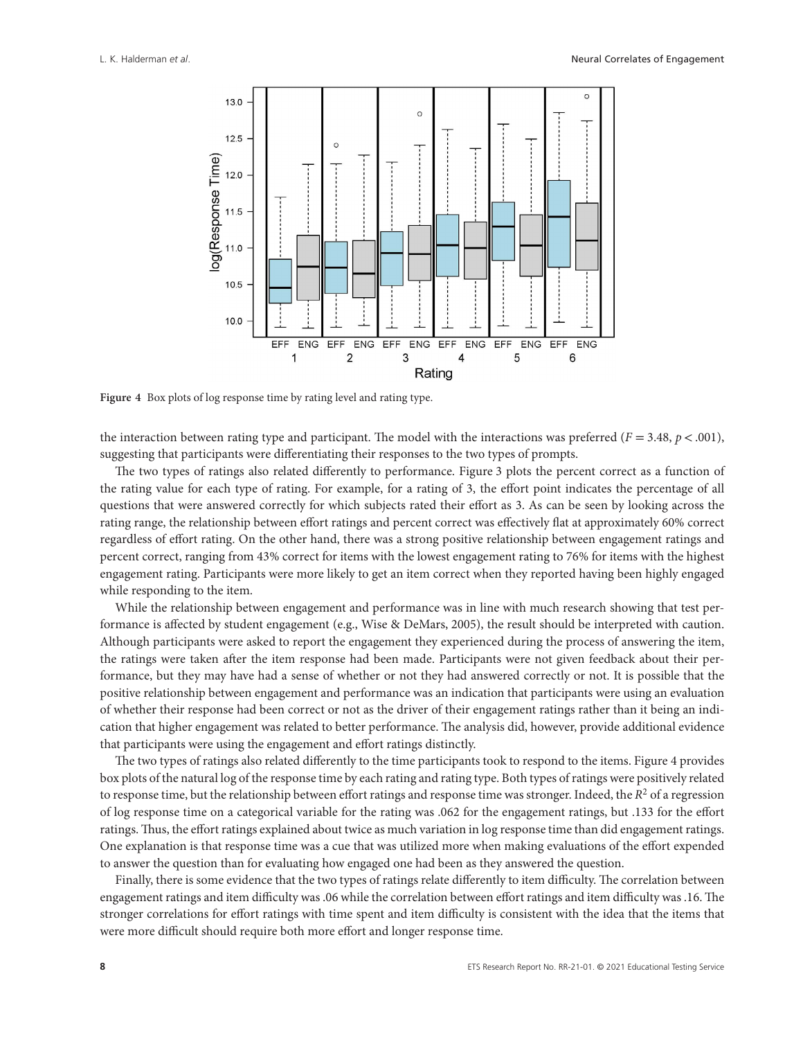**Figure 4** Box plots of log response time by rating level and rating type.

the interaction between rating type and participant. The model with the interactions was preferred ($F = 3.48$, $p < .001$), suggesting that participants were differentiating their responses to the two types of prompts.

The two types of ratings also related differently to performance. Figure 3 plots the percent correct as a function of the rating value for each type of rating. For example, for a rating of 3, the effort point indicates the percentage of all questions that were answered correctly for which subjects rated their effort as 3. As can be seen by looking across the rating range, the relationship between effort ratings and percent correct was effectively flat at approximately 60% correct regardless of effort rating. On the other hand, there was a strong positive relationship between engagement ratings and percent correct, ranging from 43% correct for items with the lowest engagement rating to 76% for items with the highest engagement rating. Participants were more likely to get an item correct when they reported having been highly engaged while responding to the item.

While the relationship between engagement and performance was in line with much research showing that test performance is affected by student engagement (e.g., Wise & DeMars, 2005), the result should be interpreted with caution. Although participants were asked to report the engagement they experienced during the process of answering the item, the ratings were taken after the item response had been made. Participants were not given feedback about their performance, but they may have had a sense of whether or not they had answered correctly or not. It is possible that the positive relationship between engagement and performance was an indication that participants were using an evaluation of whether their response had been correct or not as the driver of their engagement ratings rather than it being an indication that higher engagement was related to better performance. The analysis did, however, provide additional evidence that participants were using the engagement and effort ratings distinctly.

The two types of ratings also related differently to the time participants took to respond to the items. Figure 4 provides box plots of the natural log of the response time by each rating and rating type. Both types of ratings were positively related to response time, but the relationship between effort ratings and response time was stronger. Indeed, the $R^2$ of a regression of log response time on a categorical variable for the rating was .062 for the engagement ratings, but .133 for the effort ratings. Thus, the effort ratings explained about twice as much variation in log response time than did engagement ratings. One explanation is that response time was a cue that was utilized more when making evaluations of the effort expended to answer the question than for evaluating how engaged one had been as they answered the question.

Finally, there is some evidence that the two types of ratings relate differently to item difficulty. The correlation between engagement ratings and item difficulty was .06 while the correlation between effort ratings and item difficulty was .16. The stronger correlations for effort ratings with time spent and item difficulty is consistent with the idea that the items that were more difficult should require both more effort and longer response time.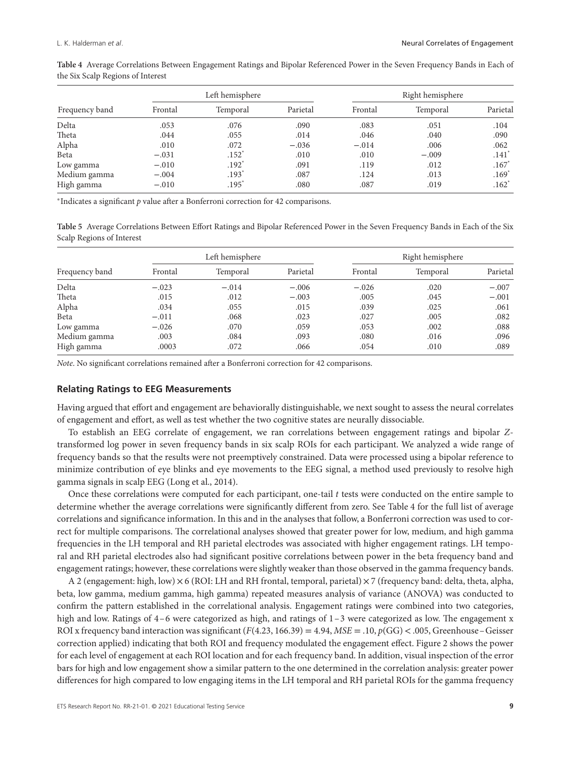**Table 4** Average Correlations Between Engagement Ratings and Bipolar Referenced Power in the Seven Frequency Bands in Each of the Six Scalp Regions of Interest

| Frequency band | Left hemisphere | | | Right hemisphere | | |
|---|---|---|---|---|---|---|
| | Frontal | Temporal | Parietal | Frontal | Temporal | Parietal |
| Delta | .053 | .076 | .090 | .083 | .051 | .104 |
| Theta | .044 | .055 | .014 | .046 | .040 | .090 |
| Alpha | .010 | .072 | −.036 | −.014 | .006 | .062 |
| Beta | −.031 | .152* | .010 | .010 | −.009 | .141* |
| Low gamma | −.010 | .192* | .091 | .119 | .012 | .167* |
| Medium gamma | −.004 | .193* | .087 | .124 | .013 | .169* |
| High gamma | −.010 | .195* | .080 | .087 | .019 | .162* |

*Indicates a significant *p* value after a Bonferroni correction for 42 comparisons.

**Table 5** Average Correlations Between Effort Ratings and Bipolar Referenced Power in the Seven Frequency Bands in Each of the Six Scalp Regions of Interest

| Frequency band | Left hemisphere | | | Right hemisphere | | |
|---|---|---|---|---|---|---|
| | Frontal | Temporal | Parietal | Frontal | Temporal | Parietal |
| Delta | −.023 | −.014 | −.006 | −.026 | .020 | −.007 |
| Theta | .015 | .012 | −.003 | .005 | .045 | −.001 |
| Alpha | .034 | .055 | .015 | .039 | .025 | .061 |
| Beta | −.011 | .068 | .023 | .027 | .005 | .082 |
| Low gamma | −.026 | .070 | .059 | .053 | .002 | .088 |
| Medium gamma | .003 | .084 | .093 | .080 | .016 | .096 |
| High gamma | .0003 | .072 | .066 | .054 | .010 | .089 |

*Note*. No significant correlations remained after a Bonferroni correction for 42 comparisons.

### Relating Ratings to EEG Measurements

Having argued that effort and engagement are behaviorally distinguishable, we next sought to assess the neural correlates of engagement and effort, as well as test whether the two cognitive states are neurally dissociable.

To establish an EEG correlate of engagement, we ran correlations between engagement ratings and bipolar *Z*-transformed log power in seven frequency bands in six scalp ROIs for each participant. We analyzed a wide range of frequency bands so that the results were not preemptively constrained. Data were processed using a bipolar reference to minimize contribution of eye blinks and eye movements to the EEG signal, a method used previously to resolve high gamma signals in scalp EEG (Long et al., 2014).

Once these correlations were computed for each participant, one-tail *t* tests were conducted on the entire sample to determine whether the average correlations were significantly different from zero. See Table 4 for the full list of average correlations and significance information. In this and in the analyses that follow, a Bonferroni correction was used to correct for multiple comparisons. The correlational analyses showed that greater power for low, medium, and high gamma frequencies in the LH temporal and RH parietal electrodes was associated with higher engagement ratings. LH temporal and RH parietal electrodes also had significant positive correlations between power in the beta frequency band and engagement ratings; however, these correlations were slightly weaker than those observed in the gamma frequency bands.

A 2 (engagement: high, low) × 6 (ROI: LH and RH frontal, temporal, parietal) × 7 (frequency band: delta, theta, alpha, beta, low gamma, medium gamma, high gamma) repeated measures analysis of variance (ANOVA) was conducted to confirm the pattern established in the correlational analysis. Engagement ratings were combined into two categories, high and low. Ratings of 4–6 were categorized as high, and ratings of 1–3 were categorized as low. The engagement x ROI x frequency band interaction was significant ($F(4.23, 166.39) = 4.94$, $MSE = .10$, $p(GG) < .005$, Greenhouse–Geisser correction applied) indicating that both ROI and frequency modulated the engagement effect. Figure 2 shows the power for each level of engagement at each ROI location and for each frequency band. In addition, visual inspection of the error bars for high and low engagement show a similar pattern to the one determined in the correlation analysis: greater power differences for high compared to low engaging items in the LH temporal and RH parietal ROIs for the gamma frequency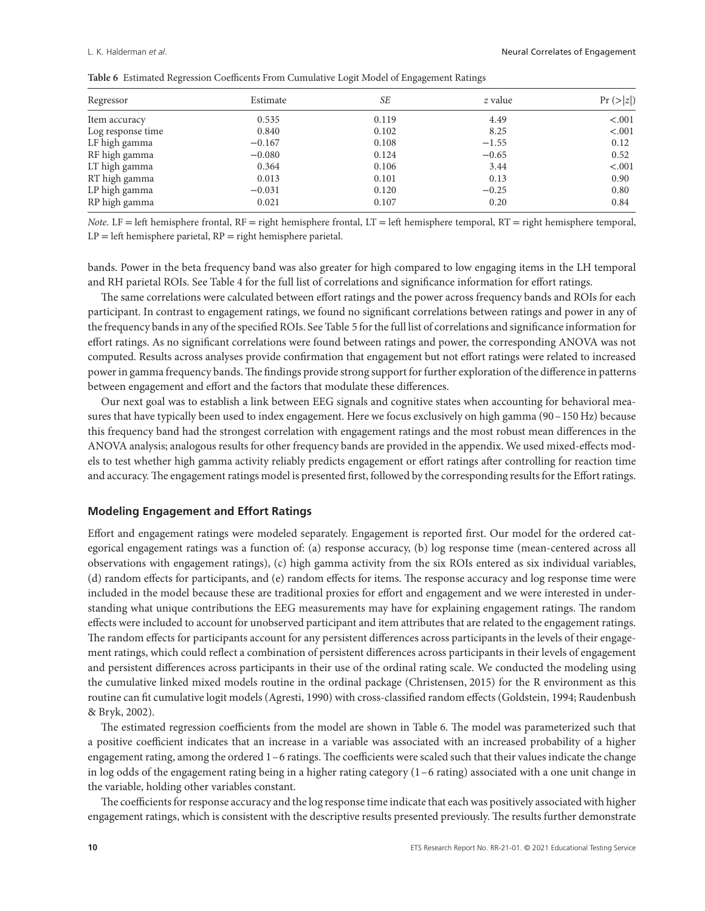**Table 6** Estimated Regression Coefficents From Cumulative Logit Model of Engagement Ratings

| Regressor | Estimate | *SE* | *z* value | Pr (>\|*z*\|) |
|---|---|---|---|---|
| Item accuracy | 0.535 | 0.119 | 4.49 | <.001 |
| Log response time | 0.840 | 0.102 | 8.25 | <.001 |
| LF high gamma | −0.167 | 0.108 | −1.55 | 0.12 |
| RF high gamma | −0.080 | 0.124 | −0.65 | 0.52 |
| LT high gamma | 0.364 | 0.106 | 3.44 | <.001 |
| RT high gamma | 0.013 | 0.101 | 0.13 | 0.90 |
| LP high gamma | −0.031 | 0.120 | −0.25 | 0.80 |
| RP high gamma | 0.021 | 0.107 | 0.20 | 0.84 |

*Note*. LF = left hemisphere frontal, RF = right hemisphere frontal, LT = left hemisphere temporal, RT = right hemisphere temporal, LP = left hemisphere parietal, RP = right hemisphere parietal.

bands. Power in the beta frequency band was also greater for high compared to low engaging items in the LH temporal and RH parietal ROIs. See Table 4 for the full list of correlations and significance information for effort ratings.

The same correlations were calculated between effort ratings and the power across frequency bands and ROIs for each participant. In contrast to engagement ratings, we found no significant correlations between ratings and power in any of the frequency bands in any of the specified ROIs. See Table 5 for the full list of correlations and significance information for effort ratings. As no significant correlations were found between ratings and power, the corresponding ANOVA was not computed. Results across analyses provide confirmation that engagement but not effort ratings were related to increased power in gamma frequency bands. The findings provide strong support for further exploration of the difference in patterns between engagement and effort and the factors that modulate these differences.

Our next goal was to establish a link between EEG signals and cognitive states when accounting for behavioral measures that have typically been used to index engagement. Here we focus exclusively on high gamma (90–150 Hz) because this frequency band had the strongest correlation with engagement ratings and the most robust mean differences in the ANOVA analysis; analogous results for other frequency bands are provided in the appendix. We used mixed-effects models to test whether high gamma activity reliably predicts engagement or effort ratings after controlling for reaction time and accuracy. The engagement ratings model is presented first, followed by the corresponding results for the Effort ratings.

## Modeling Engagement and Effort Ratings

Effort and engagement ratings were modeled separately. Engagement is reported first. Our model for the ordered categorical engagement ratings was a function of: (a) response accuracy, (b) log response time (mean-centered across all observations with engagement ratings), (c) high gamma activity from the six ROIs entered as six individual variables, (d) random effects for participants, and (e) random effects for items. The response accuracy and log response time were included in the model because these are traditional proxies for effort and engagement and we were interested in understanding what unique contributions the EEG measurements may have for explaining engagement ratings. The random effects were included to account for unobserved participant and item attributes that are related to the engagement ratings. The random effects for participants account for any persistent differences across participants in the levels of their engagement ratings, which could reflect a combination of persistent differences across participants in their levels of engagement and persistent differences across participants in their use of the ordinal rating scale. We conducted the modeling using the cumulative linked mixed models routine in the ordinal package (Christensen, 2015) for the R environment as this routine can fit cumulative logit models (Agresti, 1990) with cross-classified random effects (Goldstein, 1994; Raudenbush & Bryk, 2002).

The estimated regression coefficients from the model are shown in Table 6. The model was parameterized such that a positive coefficient indicates that an increase in a variable was associated with an increased probability of a higher engagement rating, among the ordered 1–6 ratings. The coefficients were scaled such that their values indicate the change in log odds of the engagement rating being in a higher rating category (1–6 rating) associated with a one unit change in the variable, holding other variables constant.

The coefficients for response accuracy and the log response time indicate that each was positively associated with higher engagement ratings, which is consistent with the descriptive results presented previously. The results further demonstrate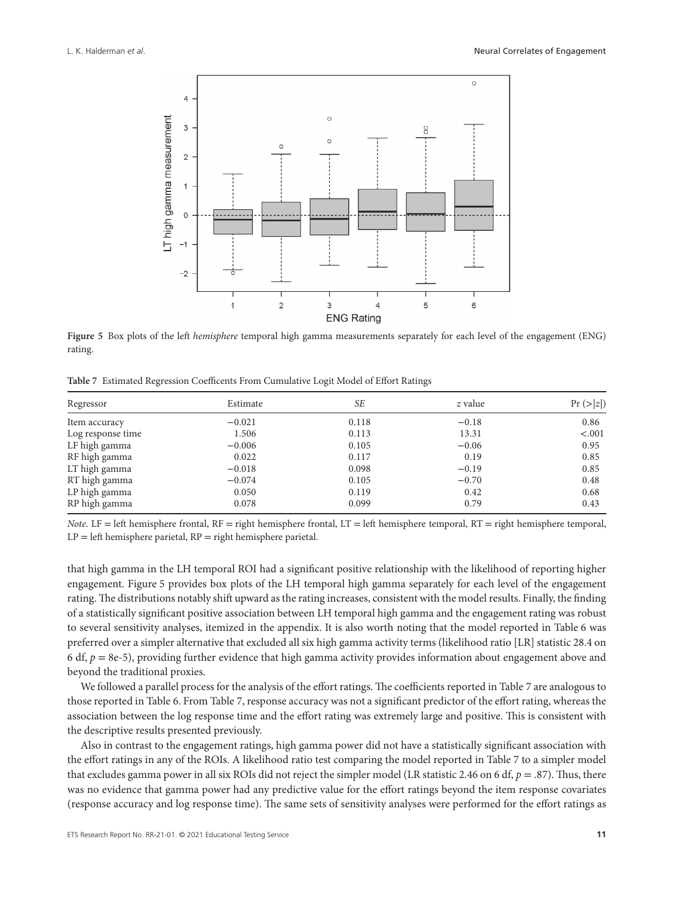**Figure 5** Box plots of the left *hemisphere* temporal high gamma measurements separately for each level of the engagement (ENG) rating.

**Table 7** Estimated Regression Coefficents From Cumulative Logit Model of Effort Ratings

| Regressor | Estimate | *SE* | *z* value | Pr (>\|*z*\|) |
|---|---|---|---|---|
| Item accuracy | −0.021 | 0.118 | −0.18 | 0.86 |
| Log response time | 1.506 | 0.113 | 13.31 | <.001 |
| LF high gamma | −0.006 | 0.105 | −0.06 | 0.95 |
| RF high gamma | 0.022 | 0.117 | 0.19 | 0.85 |
| LT high gamma | −0.018 | 0.098 | −0.19 | 0.85 |
| RT high gamma | −0.074 | 0.105 | −0.70 | 0.48 |
| LP high gamma | 0.050 | 0.119 | 0.42 | 0.68 |
| RP high gamma | 0.078 | 0.099 | 0.79 | 0.43 |

*Note.* LF = left hemisphere frontal, RF = right hemisphere frontal, LT = left hemisphere temporal, RT = right hemisphere temporal, LP = left hemisphere parietal, RP = right hemisphere parietal.

that high gamma in the LH temporal ROI had a significant positive relationship with the likelihood of reporting higher engagement. Figure 5 provides box plots of the LH temporal high gamma separately for each level of the engagement rating. The distributions notably shift upward as the rating increases, consistent with the model results. Finally, the finding of a statistically significant positive association between LH temporal high gamma and the engagement rating was robust to several sensitivity analyses, itemized in the appendix. It is also worth noting that the model reported in Table 6 was preferred over a simpler alternative that excluded all six high gamma activity terms (likelihood ratio [LR] statistic 28.4 on 6 df, $p$ = 8e-5), providing further evidence that high gamma activity provides information about engagement above and beyond the traditional proxies.

We followed a parallel process for the analysis of the effort ratings. The coefficients reported in Table 7 are analogous to those reported in Table 6. From Table 7, response accuracy was not a significant predictor of the effort rating, whereas the association between the log response time and the effort rating was extremely large and positive. This is consistent with the descriptive results presented previously.

Also in contrast to the engagement ratings, high gamma power did not have a statistically significant association with the effort ratings in any of the ROIs. A likelihood ratio test comparing the model reported in Table 7 to a simpler model that excludes gamma power in all six ROIs did not reject the simpler model (LR statistic 2.46 on 6 df, $p = .87$). Thus, there was no evidence that gamma power had any predictive value for the effort ratings beyond the item response covariates (response accuracy and log response time). The same sets of sensitivity analyses were performed for the effort ratings as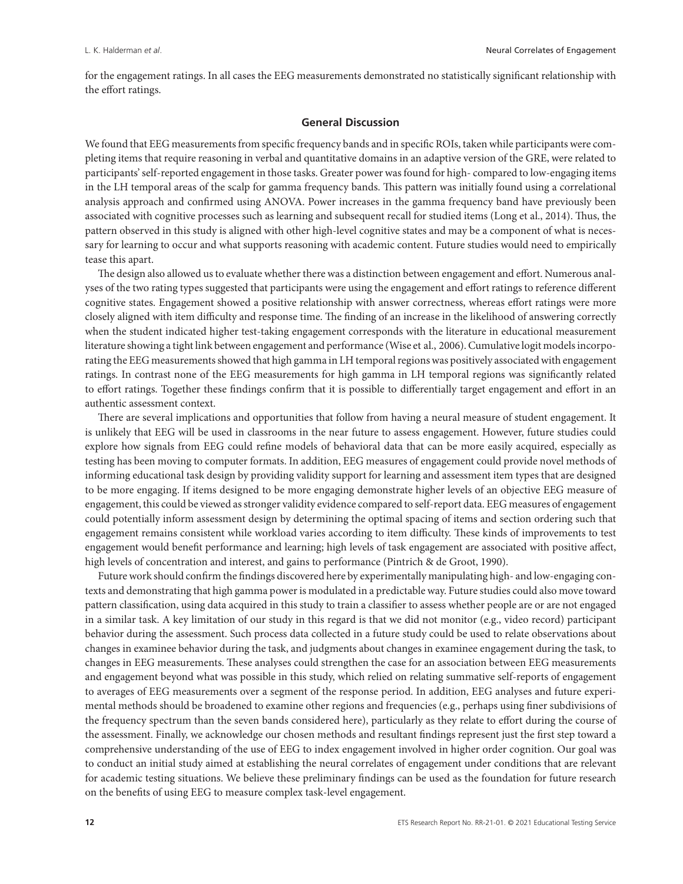for the engagement ratings. In all cases the EEG measurements demonstrated no statistically significant relationship with the effort ratings.

## General Discussion

We found that EEG measurements from specific frequency bands and in specific ROIs, taken while participants were completing items that require reasoning in verbal and quantitative domains in an adaptive version of the GRE, were related to participants' self-reported engagement in those tasks. Greater power was found for high- compared to low-engaging items in the LH temporal areas of the scalp for gamma frequency bands. This pattern was initially found using a correlational analysis approach and confirmed using ANOVA. Power increases in the gamma frequency band have previously been associated with cognitive processes such as learning and subsequent recall for studied items (Long et al., 2014). Thus, the pattern observed in this study is aligned with other high-level cognitive states and may be a component of what is necessary for learning to occur and what supports reasoning with academic content. Future studies would need to empirically tease this apart.

The design also allowed us to evaluate whether there was a distinction between engagement and effort. Numerous analyses of the two rating types suggested that participants were using the engagement and effort ratings to reference different cognitive states. Engagement showed a positive relationship with answer correctness, whereas effort ratings were more closely aligned with item difficulty and response time. The finding of an increase in the likelihood of answering correctly when the student indicated higher test-taking engagement corresponds with the literature in educational measurement literature showing a tight link between engagement and performance (Wise et al., 2006). Cumulative logit models incorporating the EEG measurements showed that high gamma in LH temporal regions was positively associated with engagement ratings. In contrast none of the EEG measurements for high gamma in LH temporal regions was significantly related to effort ratings. Together these findings confirm that it is possible to differentially target engagement and effort in an authentic assessment context.

There are several implications and opportunities that follow from having a neural measure of student engagement. It is unlikely that EEG will be used in classrooms in the near future to assess engagement. However, future studies could explore how signals from EEG could refine models of behavioral data that can be more easily acquired, especially as testing has been moving to computer formats. In addition, EEG measures of engagement could provide novel methods of informing educational task design by providing validity support for learning and assessment item types that are designed to be more engaging. If items designed to be more engaging demonstrate higher levels of an objective EEG measure of engagement, this could be viewed as stronger validity evidence compared to self-report data. EEG measures of engagement could potentially inform assessment design by determining the optimal spacing of items and section ordering such that engagement remains consistent while workload varies according to item difficulty. These kinds of improvements to test engagement would benefit performance and learning; high levels of task engagement are associated with positive affect, high levels of concentration and interest, and gains to performance (Pintrich & de Groot, 1990).

Future work should confirm the findings discovered here by experimentally manipulating high- and low-engaging contexts and demonstrating that high gamma power is modulated in a predictable way. Future studies could also move toward pattern classification, using data acquired in this study to train a classifier to assess whether people are or are not engaged in a similar task. A key limitation of our study in this regard is that we did not monitor (e.g., video record) participant behavior during the assessment. Such process data collected in a future study could be used to relate observations about changes in examinee behavior during the task, and judgments about changes in examinee engagement during the task, to changes in EEG measurements. These analyses could strengthen the case for an association between EEG measurements and engagement beyond what was possible in this study, which relied on relating summative self-reports of engagement to averages of EEG measurements over a segment of the response period. In addition, EEG analyses and future experimental methods should be broadened to examine other regions and frequencies (e.g., perhaps using finer subdivisions of the frequency spectrum than the seven bands considered here), particularly as they relate to effort during the course of the assessment. Finally, we acknowledge our chosen methods and resultant findings represent just the first step toward a comprehensive understanding of the use of EEG to index engagement involved in higher order cognition. Our goal was to conduct an initial study aimed at establishing the neural correlates of engagement under conditions that are relevant for academic testing situations. We believe these preliminary findings can be used as the foundation for future research on the benefits of using EEG to measure complex task-level engagement.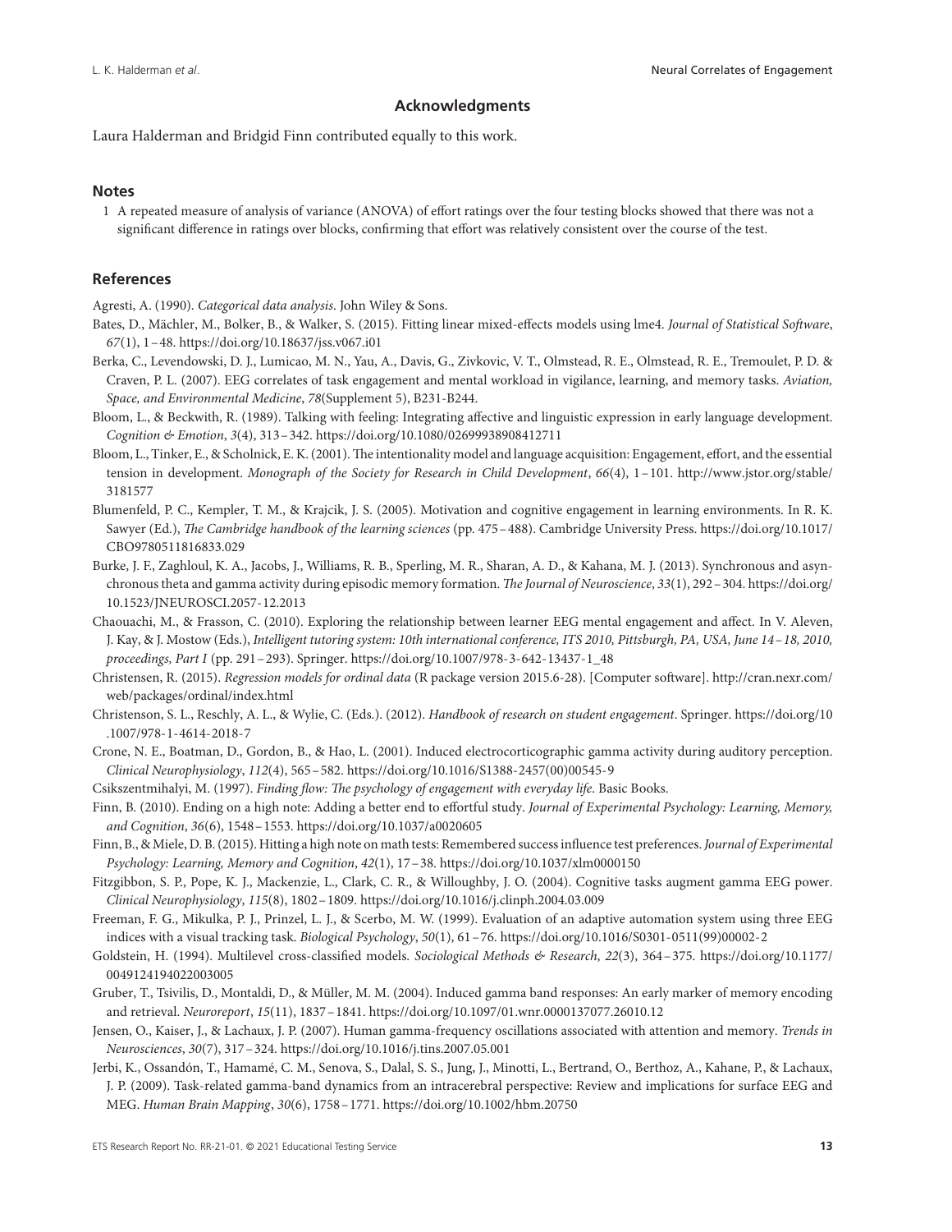## Acknowledgments

Laura Halderman and Bridgid Finn contributed equally to this work.

## Notes

1 A repeated measure of analysis of variance (ANOVA) of effort ratings over the four testing blocks showed that there was not a significant difference in ratings over blocks, confirming that effort was relatively consistent over the course of the test.

## References

Agresti, A. (1990). *Categorical data analysis*. John Wiley & Sons.

Bates, D., Mächler, M., Bolker, B., & Walker, S. (2015). Fitting linear mixed-effects models using lme4. *Journal of Statistical Software*, *67*(1), 1–48. https://doi.org/10.18637/jss.v067.i01

Berka, C., Levendowski, D. J., Lumicao, M. N., Yau, A., Davis, G., Zivkovic, V. T., Olmstead, R. E., Olmstead, R. E., Tremoulet, P. D. & Craven, P. L. (2007). EEG correlates of task engagement and mental workload in vigilance, learning, and memory tasks. *Aviation, Space, and Environmental Medicine*, *78*(Supplement 5), B231-B244.

Bloom, L., & Beckwith, R. (1989). Talking with feeling: Integrating affective and linguistic expression in early language development. *Cognition & Emotion*, *3*(4), 313–342. https://doi.org/10.1080/02699938908412711

Bloom, L., Tinker, E., & Scholnick, E. K. (2001). The intentionality model and language acquisition: Engagement, effort, and the essential tension in development. *Monograph of the Society for Research in Child Development*, *66*(4), 1–101. http://www.jstor.org/stable/3181577

Blumenfeld, P. C., Kempler, T. M., & Krajcik, J. S. (2005). Motivation and cognitive engagement in learning environments. In R. K. Sawyer (Ed.), *The Cambridge handbook of the learning sciences* (pp. 475–488). Cambridge University Press. https://doi.org/10.1017/CBO9780511816833.029

Burke, J. F., Zaghloul, K. A., Jacobs, J., Williams, R. B., Sperling, M. R., Sharan, A. D., & Kahana, M. J. (2013). Synchronous and asynchronous theta and gamma activity during episodic memory formation. *The Journal of Neuroscience*, *33*(1), 292–304. https://doi.org/10.1523/JNEUROSCI.2057-12.2013

Chaouachi, M., & Frasson, C. (2010). Exploring the relationship between learner EEG mental engagement and affect. In V. Aleven, J. Kay, & J. Mostow (Eds.), *Intelligent tutoring system: 10th international conference, ITS 2010, Pittsburgh, PA, USA, June 14–18, 2010, proceedings, Part I* (pp. 291–293). Springer. https://doi.org/10.1007/978-3-642-13437-1_48

Christensen, R. (2015). *Regression models for ordinal data* (R package version 2015.6-28). [Computer software]. http://cran.nexr.com/web/packages/ordinal/index.html

Christenson, S. L., Reschly, A. L., & Wylie, C. (Eds.). (2012). *Handbook of research on student engagement*. Springer. https://doi.org/10.1007/978-1-4614-2018-7

Crone, N. E., Boatman, D., Gordon, B., & Hao, L. (2001). Induced electrocorticographic gamma activity during auditory perception. *Clinical Neurophysiology*, *112*(4), 565–582. https://doi.org/10.1016/S1388-2457(00)00545-9

Csikszentmihalyi, M. (1997). *Finding flow: The psychology of engagement with everyday life*. Basic Books.

Finn, B. (2010). Ending on a high note: Adding a better end to effortful study. *Journal of Experimental Psychology: Learning, Memory, and Cognition*, *36*(6), 1548–1553. https://doi.org/10.1037/a0020605

Finn, B., & Miele, D. B. (2015). Hitting a high note on math tests: Remembered success influence test preferences. *Journal of Experimental Psychology: Learning, Memory and Cognition*, *42*(1), 17–38. https://doi.org/10.1037/xlm0000150

Fitzgibbon, S. P., Pope, K. J., Mackenzie, L., Clark, C. R., & Willoughby, J. O. (2004). Cognitive tasks augment gamma EEG power. *Clinical Neurophysiology*, *115*(8), 1802–1809. https://doi.org/10.1016/j.clinph.2004.03.009

Freeman, F. G., Mikulka, P. J., Prinzel, L. J., & Scerbo, M. W. (1999). Evaluation of an adaptive automation system using three EEG indices with a visual tracking task. *Biological Psychology*, *50*(1), 61–76. https://doi.org/10.1016/S0301-0511(99)00002-2

Goldstein, H. (1994). Multilevel cross-classified models. *Sociological Methods & Research*, *22*(3), 364–375. https://doi.org/10.1177/0049124194022003005

Gruber, T., Tsivilis, D., Montaldi, D., & Müller, M. M. (2004). Induced gamma band responses: An early marker of memory encoding and retrieval. *Neuroreport*, *15*(11), 1837–1841. https://doi.org/10.1097/01.wnr.0000137077.26010.12

Jensen, O., Kaiser, J., & Lachaux, J. P. (2007). Human gamma-frequency oscillations associated with attention and memory. *Trends in Neurosciences*, *30*(7), 317–324. https://doi.org/10.1016/j.tins.2007.05.001

Jerbi, K., Ossandón, T., Hamamé, C. M., Senova, S., Dalal, S. S., Jung, J., Minotti, L., Bertrand, O., Berthoz, A., Kahane, P., & Lachaux, J. P. (2009). Task-related gamma-band dynamics from an intracerebral perspective: Review and implications for surface EEG and MEG. *Human Brain Mapping*, *30*(6), 1758–1771. https://doi.org/10.1002/hbm.20750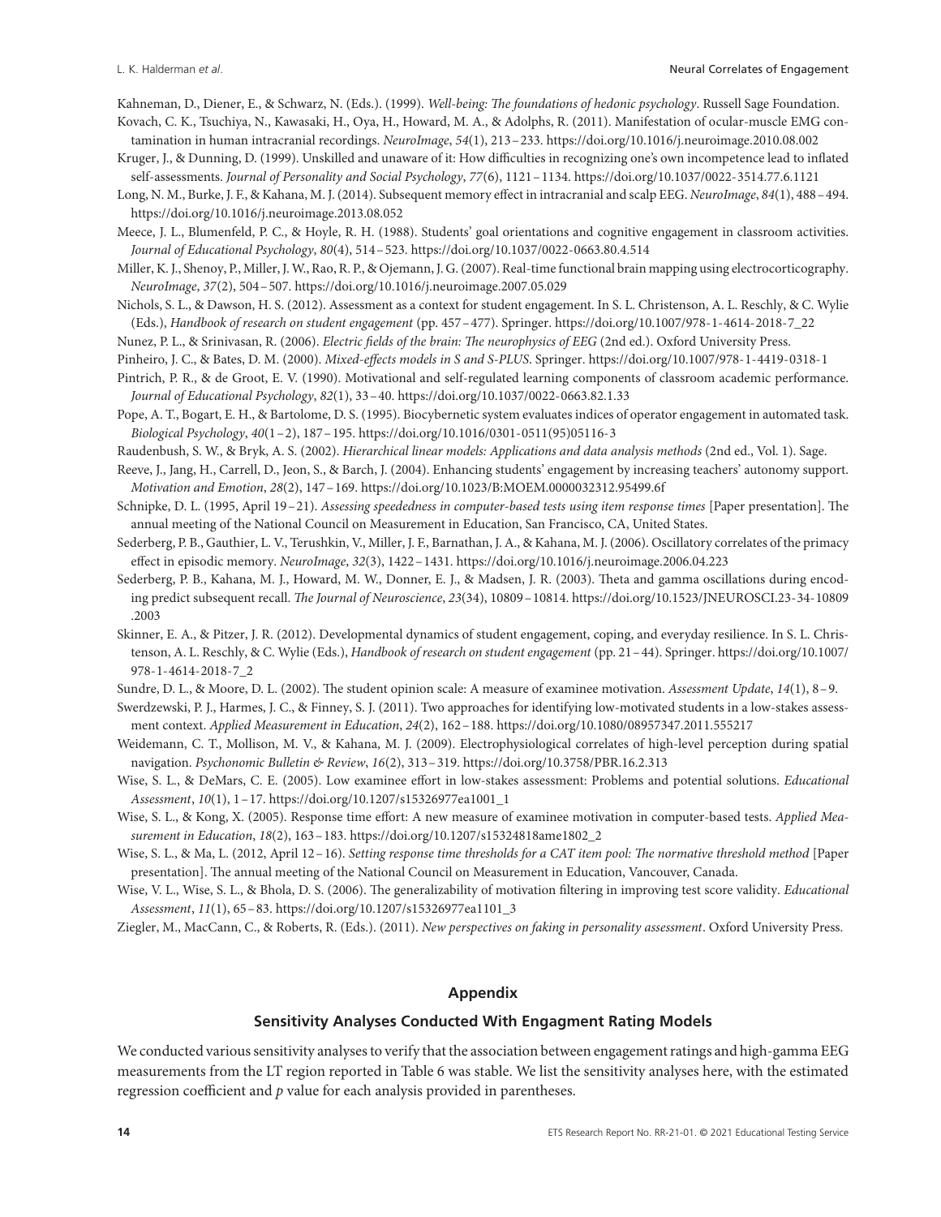Kahneman, D., Diener, E., & Schwarz, N. (Eds.). (1999). *Well-being: The foundations of hedonic psychology*. Russell Sage Foundation.

Kovach, C. K., Tsuchiya, N., Kawasaki, H., Oya, H., Howard, M. A., & Adolphs, R. (2011). Manifestation of ocular-muscle EMG contamination in human intracranial recordings. *NeuroImage*, *54*(1), 213–233. https://doi.org/10.1016/j.neuroimage.2010.08.002

Kruger, J., & Dunning, D. (1999). Unskilled and unaware of it: How difficulties in recognizing one's own incompetence lead to inflated self-assessments. *Journal of Personality and Social Psychology*, *77*(6), 1121–1134. https://doi.org/10.1037/0022-3514.77.6.1121

Long, N. M., Burke, J. F., & Kahana, M. J. (2014). Subsequent memory effect in intracranial and scalp EEG. *NeuroImage*, *84*(1), 488–494. https://doi.org/10.1016/j.neuroimage.2013.08.052

Meece, J. L., Blumenfeld, P. C., & Hoyle, R. H. (1988). Students' goal orientations and cognitive engagement in classroom activities. *Journal of Educational Psychology*, *80*(4), 514–523. https://doi.org/10.1037/0022-0663.80.4.514

Miller, K. J., Shenoy, P., Miller, J. W., Rao, R. P., & Ojemann, J. G. (2007). Real-time functional brain mapping using electrocorticography. *NeuroImage*, *37*(2), 504–507. https://doi.org/10.1016/j.neuroimage.2007.05.029

Nichols, S. L., & Dawson, H. S. (2012). Assessment as a context for student engagement. In S. L. Christenson, A. L. Reschly, & C. Wylie (Eds.), *Handbook of research on student engagement* (pp. 457–477). Springer. https://doi.org/10.1007/978-1-4614-2018-7_22

Nunez, P. L., & Srinivasan, R. (2006). *Electric fields of the brain: The neurophysics of EEG* (2nd ed.). Oxford University Press.

Pinheiro, J. C., & Bates, D. M. (2000). *Mixed-effects models in S and S-PLUS*. Springer. https://doi.org/10.1007/978-1-4419-0318-1

Pintrich, P. R., & de Groot, E. V. (1990). Motivational and self-regulated learning components of classroom academic performance. *Journal of Educational Psychology*, *82*(1), 33–40. https://doi.org/10.1037/0022-0663.82.1.33

Pope, A. T., Bogart, E. H., & Bartolome, D. S. (1995). Biocybernetic system evaluates indices of operator engagement in automated task. *Biological Psychology*, *40*(1–2), 187–195. https://doi.org/10.1016/0301-0511(95)05116-3

Raudenbush, S. W., & Bryk, A. S. (2002). *Hierarchical linear models: Applications and data analysis methods* (2nd ed., Vol. 1). Sage.

Reeve, J., Jang, H., Carrell, D., Jeon, S., & Barch, J. (2004). Enhancing students' engagement by increasing teachers' autonomy support. *Motivation and Emotion*, *28*(2), 147–169. https://doi.org/10.1023/B:MOEM.0000032312.95499.6f

Schnipke, D. L. (1995, April 19–21). *Assessing speededness in computer-based tests using item response times* [Paper presentation]. The annual meeting of the National Council on Measurement in Education, San Francisco, CA, United States.

Sederberg, P. B., Gauthier, L. V., Terushkin, V., Miller, J. F., Barnathan, J. A., & Kahana, M. J. (2006). Oscillatory correlates of the primacy effect in episodic memory. *NeuroImage*, *32*(3), 1422–1431. https://doi.org/10.1016/j.neuroimage.2006.04.223

Sederberg, P. B., Kahana, M. J., Howard, M. W., Donner, E. J., & Madsen, J. R. (2003). Theta and gamma oscillations during encoding predict subsequent recall. *The Journal of Neuroscience*, *23*(34), 10809–10814. https://doi.org/10.1523/JNEUROSCI.23-34-10809.2003

Skinner, E. A., & Pitzer, J. R. (2012). Developmental dynamics of student engagement, coping, and everyday resilience. In S. L. Christenson, A. L. Reschly, & C. Wylie (Eds.), *Handbook of research on student engagement* (pp. 21–44). Springer. https://doi.org/10.1007/978-1-4614-2018-7_2

Sundre, D. L., & Moore, D. L. (2002). The student opinion scale: A measure of examinee motivation. *Assessment Update*, *14*(1), 8–9.

Swerdzewski, P. J., Harmes, J. C., & Finney, S. J. (2011). Two approaches for identifying low-motivated students in a low-stakes assessment context. *Applied Measurement in Education*, *24*(2), 162–188. https://doi.org/10.1080/08957347.2011.555217

Weidemann, C. T., Mollison, M. V., & Kahana, M. J. (2009). Electrophysiological correlates of high-level perception during spatial navigation. *Psychonomic Bulletin & Review*, *16*(2), 313–319. https://doi.org/10.3758/PBR.16.2.313

Wise, S. L., & DeMars, C. E. (2005). Low examinee effort in low-stakes assessment: Problems and potential solutions. *Educational Assessment*, *10*(1), 1–17. https://doi.org/10.1207/s15326977ea1001_1

Wise, S. L., & Kong, X. (2005). Response time effort: A new measure of examinee motivation in computer-based tests. *Applied Measurement in Education*, *18*(2), 163–183. https://doi.org/10.1207/s15324818ame1802_2

Wise, S. L., & Ma, L. (2012, April 12–16). *Setting response time thresholds for a CAT item pool: The normative threshold method* [Paper presentation]. The annual meeting of the National Council on Measurement in Education, Vancouver, Canada.

Wise, V. L., Wise, S. L., & Bhola, D. S. (2006). The generalizability of motivation filtering in improving test score validity. *Educational Assessment*, *11*(1), 65–83. https://doi.org/10.1207/s15326977ea1101_3

Ziegler, M., MacCann, C., & Roberts, R. (Eds.). (2011). *New perspectives on faking in personality assessment*. Oxford University Press.

## Appendix

### Sensitivity Analyses Conducted With Engagment Rating Models

We conducted various sensitivity analyses to verify that the association between engagement ratings and high-gamma EEG measurements from the LT region reported in Table 6 was stable. We list the sensitivity analyses here, with the estimated regression coefficient and *p* value for each analysis provided in parentheses.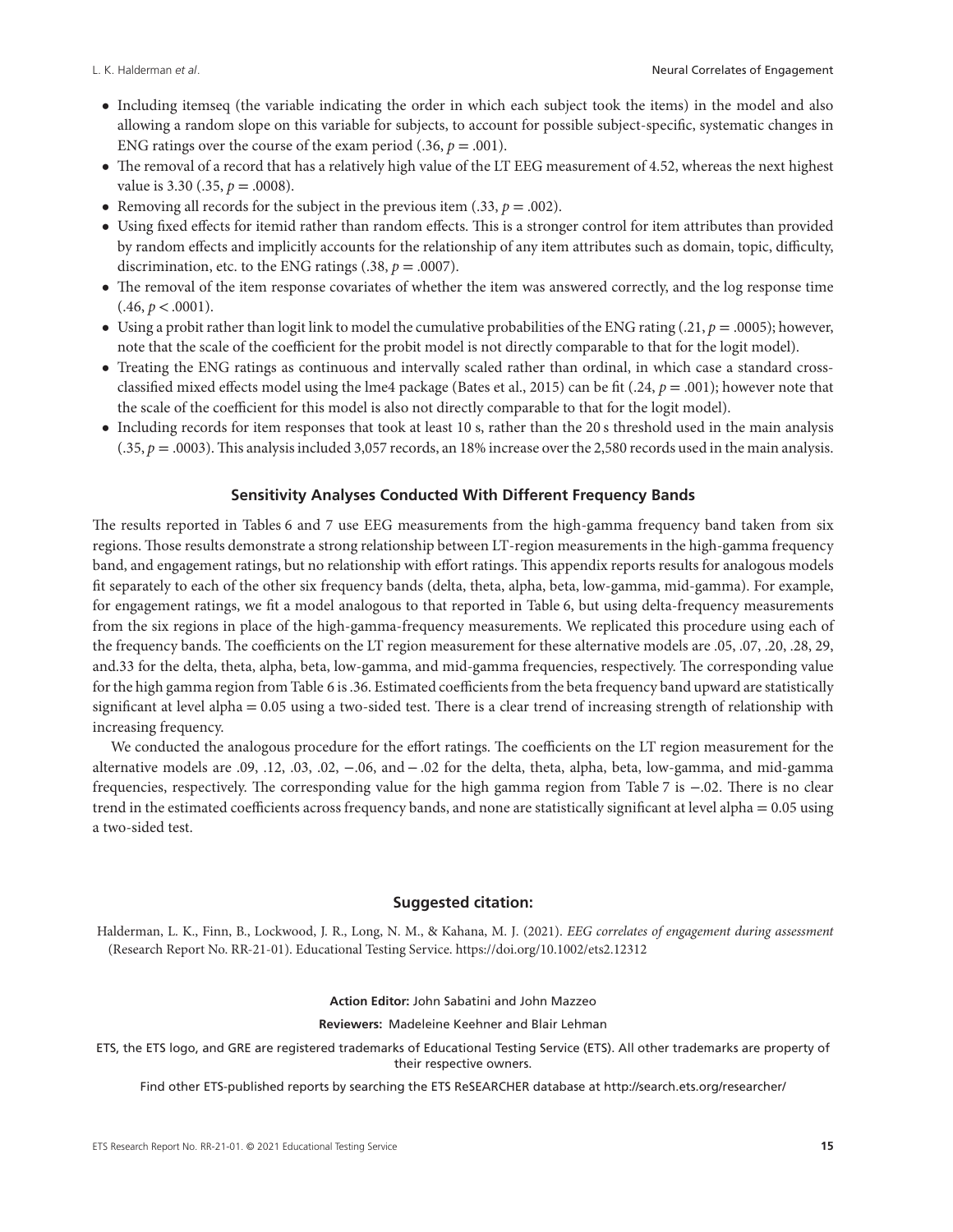- Including itemseq (the variable indicating the order in which each subject took the items) in the model and also allowing a random slope on this variable for subjects, to account for possible subject-specific, systematic changes in ENG ratings over the course of the exam period (.36, $p = .001$).
- The removal of a record that has a relatively high value of the LT EEG measurement of 4.52, whereas the next highest value is 3.30 (.35, $p = .0008$).
- Removing all records for the subject in the previous item (.33, $p = .002$).
- Using fixed effects for itemid rather than random effects. This is a stronger control for item attributes than provided by random effects and implicitly accounts for the relationship of any item attributes such as domain, topic, difficulty, discrimination, etc. to the ENG ratings (.38, $p = .0007$).
- The removal of the item response covariates of whether the item was answered correctly, and the log response time (.46, $p < .0001$).
- Using a probit rather than logit link to model the cumulative probabilities of the ENG rating (.21, $p = .0005$); however, note that the scale of the coefficient for the probit model is not directly comparable to that for the logit model).
- Treating the ENG ratings as continuous and intervally scaled rather than ordinal, in which case a standard cross-classified mixed effects model using the lme4 package (Bates et al., 2015) can be fit (.24, $p = .001$); however note that the scale of the coefficient for this model is also not directly comparable to that for the logit model).
- Including records for item responses that took at least 10 s, rather than the 20 s threshold used in the main analysis (.35, $p = .0003$). This analysis included 3,057 records, an 18% increase over the 2,580 records used in the main analysis.

### Sensitivity Analyses Conducted With Different Frequency Bands

The results reported in Tables 6 and 7 use EEG measurements from the high-gamma frequency band taken from six regions. Those results demonstrate a strong relationship between LT-region measurements in the high-gamma frequency band, and engagement ratings, but no relationship with effort ratings. This appendix reports results for analogous models fit separately to each of the other six frequency bands (delta, theta, alpha, beta, low-gamma, mid-gamma). For example, for engagement ratings, we fit a model analogous to that reported in Table 6, but using delta-frequency measurements from the six regions in place of the high-gamma-frequency measurements. We replicated this procedure using each of the frequency bands. The coefficients on the LT region measurement for these alternative models are .05, .07, .20, .28, 29, and.33 for the delta, theta, alpha, beta, low-gamma, and mid-gamma frequencies, respectively. The corresponding value for the high gamma region from Table 6 is .36. Estimated coefficients from the beta frequency band upward are statistically significant at level alpha = 0.05 using a two-sided test. There is a clear trend of increasing strength of relationship with increasing frequency.

We conducted the analogous procedure for the effort ratings. The coefficients on the LT region measurement for the alternative models are .09, .12, .03, .02, −.06, and − .02 for the delta, theta, alpha, beta, low-gamma, and mid-gamma frequencies, respectively. The corresponding value for the high gamma region from Table 7 is −.02. There is no clear trend in the estimated coefficients across frequency bands, and none are statistically significant at level alpha = 0.05 using a two-sided test.

### Suggested citation:

Halderman, L. K., Finn, B., Lockwood, J. R., Long, N. M., & Kahana, M. J. (2021). *EEG correlates of engagement during assessment* (Research Report No. RR-21-01). Educational Testing Service. https://doi.org/10.1002/ets2.12312

**Action Editor:** John Sabatini and John Mazzeo

**Reviewers:** Madeleine Keehner and Blair Lehman

ETS, the ETS logo, and GRE are registered trademarks of Educational Testing Service (ETS). All other trademarks are property of their respective owners.

Find other ETS-published reports by searching the ETS ReSEARCHER database at http://search.ets.org/researcher/